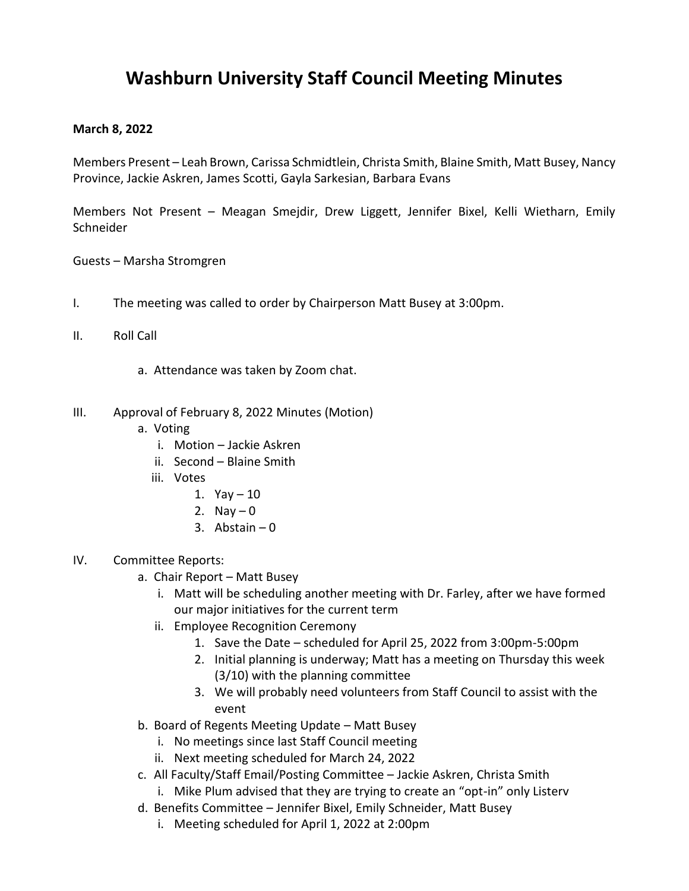# Washburn University Staff Council Meeting Minutes

**March 8, 2022**

Members Present – Leah Brown, Carissa Schmidtlein, Christa Smith, Blaine Smith, Matt Busey, Nancy Province, Jackie Askren, James Scotti, Gayla Sarkesian, Barbara Evans

Members Not Present – Meagan Smejdir, Drew Liggett, Jennifer Bixel, Kelli Wietharn, Emily Schneider

Guests – Marsha Stromgren

I. The meeting was called to order by Chairperson Matt Busey at 3:00pm.

II. Roll Call

   a. Attendance was taken by Zoom chat.

III. Approval of February 8, 2022 Minutes (Motion)
   a. Voting
      i. Motion – Jackie Askren
      ii. Second – Blaine Smith
      iii. Votes
         1. Yay – 10
         2. Nay – 0
         3. Abstain – 0

IV. Committee Reports:
   a. Chair Report – Matt Busey
      i. Matt will be scheduling another meeting with Dr. Farley, after we have formed our major initiatives for the current term
      ii. Employee Recognition Ceremony
         1. Save the Date – scheduled for April 25, 2022 from 3:00pm-5:00pm
         2. Initial planning is underway; Matt has a meeting on Thursday this week (3/10) with the planning committee
         3. We will probably need volunteers from Staff Council to assist with the event
   b. Board of Regents Meeting Update – Matt Busey
      i. No meetings since last Staff Council meeting
      ii. Next meeting scheduled for March 24, 2022
   c. All Faculty/Staff Email/Posting Committee – Jackie Askren, Christa Smith
      i. Mike Plum advised that they are trying to create an "opt-in" only Listerv
   d. Benefits Committee – Jennifer Bixel, Emily Schneider, Matt Busey
      i. Meeting scheduled for April 1, 2022 at 2:00pm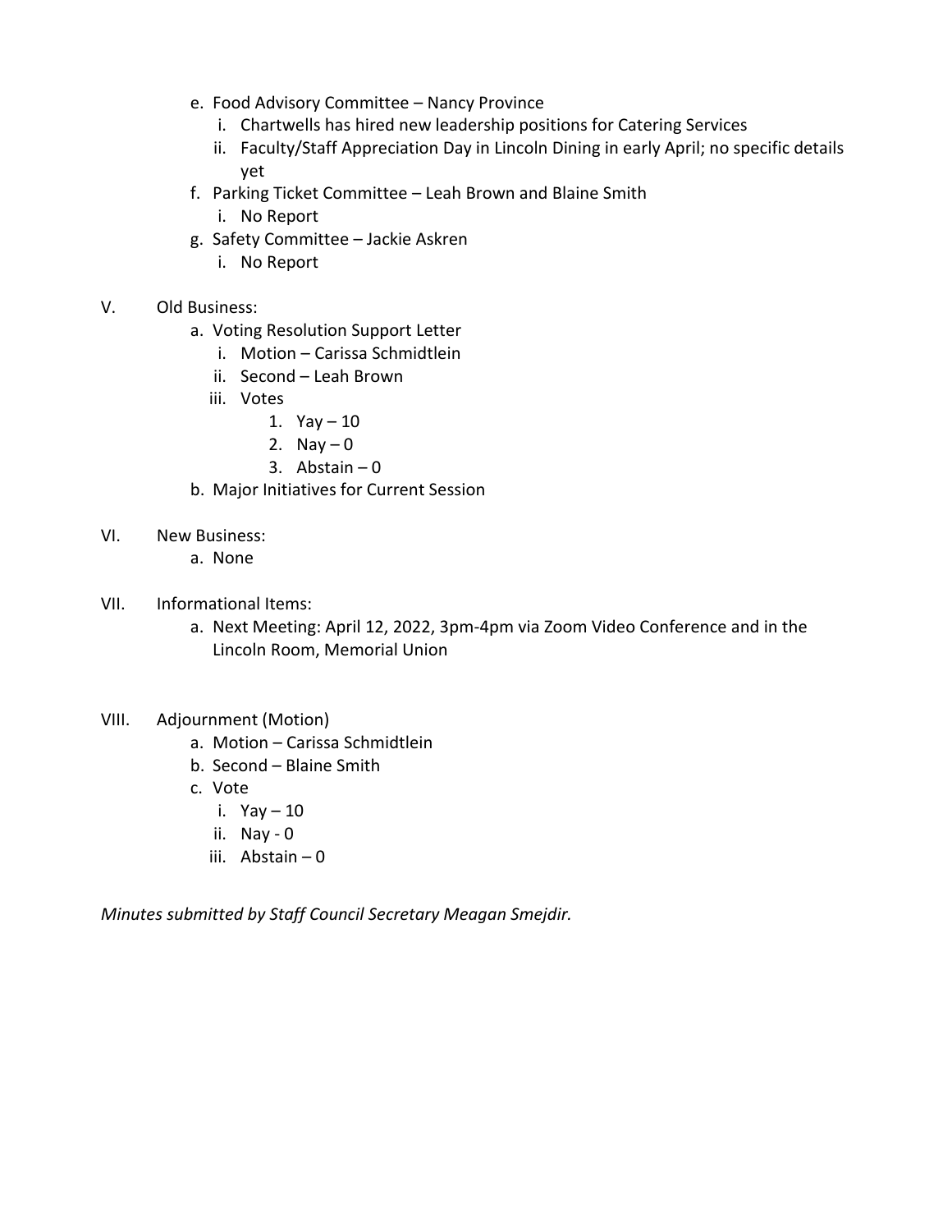e. Food Advisory Committee – Nancy Province
   i. Chartwells has hired new leadership positions for Catering Services
   ii. Faculty/Staff Appreciation Day in Lincoln Dining in early April; no specific details yet

f. Parking Ticket Committee – Leah Brown and Blaine Smith
   i. No Report

g. Safety Committee – Jackie Askren
   i. No Report

V. Old Business:

   a. Voting Resolution Support Letter
      i. Motion – Carissa Schmidtlein
      ii. Second – Leah Brown
      iii. Votes
         1. Yay – 10
         2. Nay – 0
         3. Abstain – 0

   b. Major Initiatives for Current Session

VI. New Business:

   a. None

VII. Informational Items:

   a. Next Meeting: April 12, 2022, 3pm-4pm via Zoom Video Conference and in the Lincoln Room, Memorial Union

VIII. Adjournment (Motion)

   a. Motion – Carissa Schmidtlein
   b. Second – Blaine Smith
   c. Vote
      i. Yay – 10
      ii. Nay - 0
      iii. Abstain – 0

*Minutes submitted by Staff Council Secretary Meagan Smejdir.*